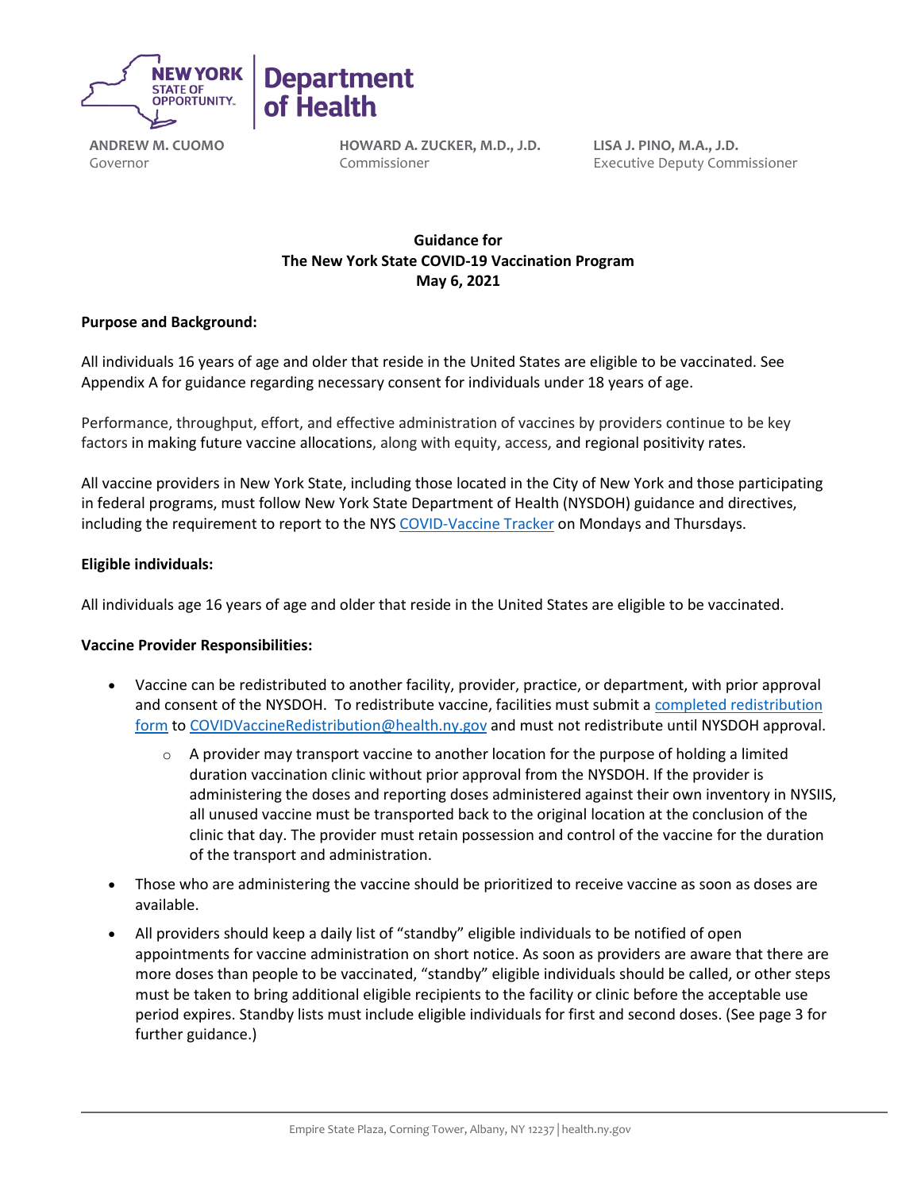NEW YORK STATE OF OPPORTUNITY. | Department of Health

**ANDREW M. CUOMO**
Governor

**HOWARD A. ZUCKER, M.D., J.D.**
Commissioner

**LISA J. PINO, M.A., J.D.**
Executive Deputy Commissioner

**Guidance for**
**The New York State COVID-19 Vaccination Program**
**May 6, 2021**

**Purpose and Background:**

All individuals 16 years of age and older that reside in the United States are eligible to be vaccinated. See Appendix A for guidance regarding necessary consent for individuals under 18 years of age.

Performance, throughput, effort, and effective administration of vaccines by providers continue to be key factors in making future vaccine allocations, along with equity, access, and regional positivity rates.

All vaccine providers in New York State, including those located in the City of New York and those participating in federal programs, must follow New York State Department of Health (NYSDOH) guidance and directives, including the requirement to report to the NYS COVID-Vaccine Tracker on Mondays and Thursdays.

**Eligible individuals:**

All individuals age 16 years of age and older that reside in the United States are eligible to be vaccinated.

**Vaccine Provider Responsibilities:**

- Vaccine can be redistributed to another facility, provider, practice, or department, with prior approval and consent of the NYSDOH. To redistribute vaccine, facilities must submit a completed redistribution form to COVIDVaccineRedistribution@health.ny.gov and must not redistribute until NYSDOH approval.
  - A provider may transport vaccine to another location for the purpose of holding a limited duration vaccination clinic without prior approval from the NYSDOH. If the provider is administering the doses and reporting doses administered against their own inventory in NYSIIS, all unused vaccine must be transported back to the original location at the conclusion of the clinic that day. The provider must retain possession and control of the vaccine for the duration of the transport and administration.
- Those who are administering the vaccine should be prioritized to receive vaccine as soon as doses are available.
- All providers should keep a daily list of "standby" eligible individuals to be notified of open appointments for vaccine administration on short notice. As soon as providers are aware that there are more doses than people to be vaccinated, "standby" eligible individuals should be called, or other steps must be taken to bring additional eligible recipients to the facility or clinic before the acceptable use period expires. Standby lists must include eligible individuals for first and second doses. (See page 3 for further guidance.)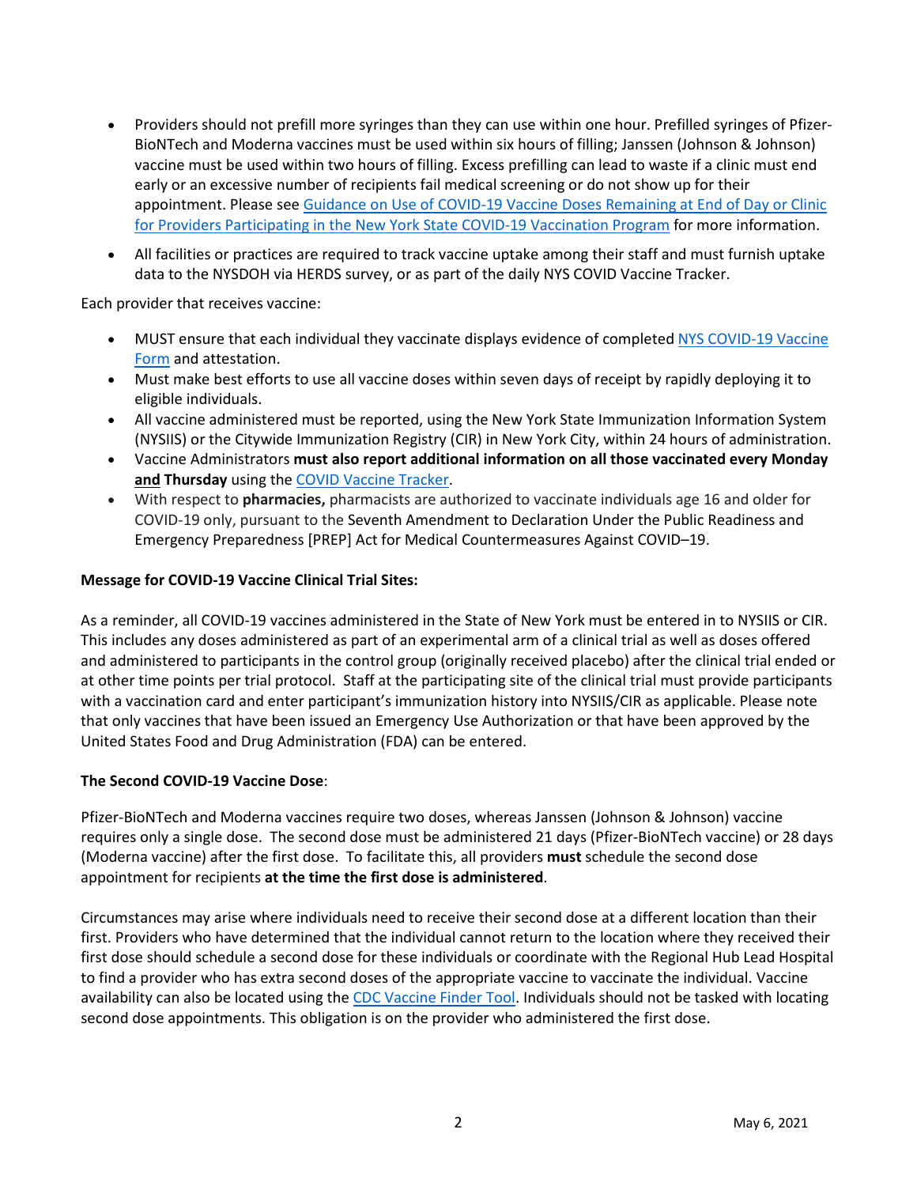- Providers should not prefill more syringes than they can use within one hour. Prefilled syringes of Pfizer-BioNTech and Moderna vaccines must be used within six hours of filling; Janssen (Johnson & Johnson) vaccine must be used within two hours of filling. Excess prefilling can lead to waste if a clinic must end early or an excessive number of recipients fail medical screening or do not show up for their appointment. Please see Guidance on Use of COVID-19 Vaccine Doses Remaining at End of Day or Clinic for Providers Participating in the New York State COVID-19 Vaccination Program for more information.
- All facilities or practices are required to track vaccine uptake among their staff and must furnish uptake data to the NYSDOH via HERDS survey, or as part of the daily NYS COVID Vaccine Tracker.

Each provider that receives vaccine:

- MUST ensure that each individual they vaccinate displays evidence of completed NYS COVID-19 Vaccine Form and attestation.
- Must make best efforts to use all vaccine doses within seven days of receipt by rapidly deploying it to eligible individuals.
- All vaccine administered must be reported, using the New York State Immunization Information System (NYSIIS) or the Citywide Immunization Registry (CIR) in New York City, within 24 hours of administration.
- Vaccine Administrators **must also report additional information on all those vaccinated every Monday <u>and</u> Thursday** using the COVID Vaccine Tracker.
- With respect to **pharmacies,** pharmacists are authorized to vaccinate individuals age 16 and older for COVID-19 only, pursuant to the Seventh Amendment to Declaration Under the Public Readiness and Emergency Preparedness [PREP] Act for Medical Countermeasures Against COVID–19.

**Message for COVID-19 Vaccine Clinical Trial Sites:**

As a reminder, all COVID-19 vaccines administered in the State of New York must be entered in to NYSIIS or CIR. This includes any doses administered as part of an experimental arm of a clinical trial as well as doses offered and administered to participants in the control group (originally received placebo) after the clinical trial ended or at other time points per trial protocol. Staff at the participating site of the clinical trial must provide participants with a vaccination card and enter participant's immunization history into NYSIIS/CIR as applicable. Please note that only vaccines that have been issued an Emergency Use Authorization or that have been approved by the United States Food and Drug Administration (FDA) can be entered.

**The Second COVID-19 Vaccine Dose**:

Pfizer-BioNTech and Moderna vaccines require two doses, whereas Janssen (Johnson & Johnson) vaccine requires only a single dose. The second dose must be administered 21 days (Pfizer-BioNTech vaccine) or 28 days (Moderna vaccine) after the first dose. To facilitate this, all providers **must** schedule the second dose appointment for recipients **at the time the first dose is administered**.

Circumstances may arise where individuals need to receive their second dose at a different location than their first. Providers who have determined that the individual cannot return to the location where they received their first dose should schedule a second dose for these individuals or coordinate with the Regional Hub Lead Hospital to find a provider who has extra second doses of the appropriate vaccine to vaccinate the individual. Vaccine availability can also be located using the CDC Vaccine Finder Tool. Individuals should not be tasked with locating second dose appointments. This obligation is on the provider who administered the first dose.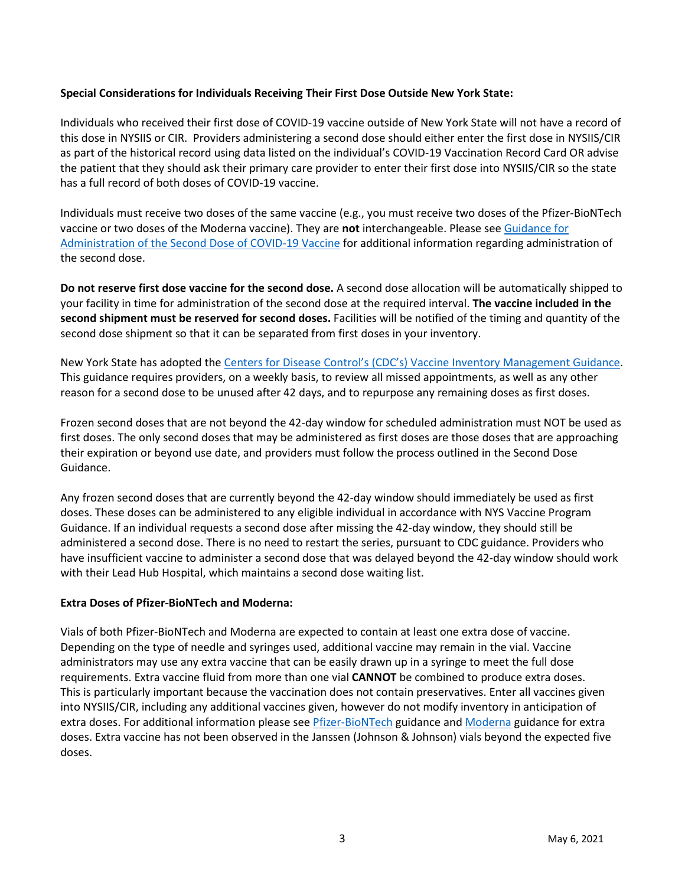**Special Considerations for Individuals Receiving Their First Dose Outside New York State:**

Individuals who received their first dose of COVID-19 vaccine outside of New York State will not have a record of this dose in NYSIIS or CIR. Providers administering a second dose should either enter the first dose in NYSIIS/CIR as part of the historical record using data listed on the individual's COVID-19 Vaccination Record Card OR advise the patient that they should ask their primary care provider to enter their first dose into NYSIIS/CIR so the state has a full record of both doses of COVID-19 vaccine.

Individuals must receive two doses of the same vaccine (e.g., you must receive two doses of the Pfizer-BioNTech vaccine or two doses of the Moderna vaccine). They are **not** interchangeable. Please see [Guidance for Administration of the Second Dose of COVID-19 Vaccine]() for additional information regarding administration of the second dose.

**Do not reserve first dose vaccine for the second dose.** A second dose allocation will be automatically shipped to your facility in time for administration of the second dose at the required interval. **The vaccine included in the second shipment must be reserved for second doses.** Facilities will be notified of the timing and quantity of the second dose shipment so that it can be separated from first doses in your inventory.

New York State has adopted the [Centers for Disease Control's (CDC's) Vaccine Inventory Management Guidance](). This guidance requires providers, on a weekly basis, to review all missed appointments, as well as any other reason for a second dose to be unused after 42 days, and to repurpose any remaining doses as first doses.

Frozen second doses that are not beyond the 42-day window for scheduled administration must NOT be used as first doses. The only second doses that may be administered as first doses are those doses that are approaching their expiration or beyond use date, and providers must follow the process outlined in the Second Dose Guidance.

Any frozen second doses that are currently beyond the 42-day window should immediately be used as first doses. These doses can be administered to any eligible individual in accordance with NYS Vaccine Program Guidance. If an individual requests a second dose after missing the 42-day window, they should still be administered a second dose. There is no need to restart the series, pursuant to CDC guidance. Providers who have insufficient vaccine to administer a second dose that was delayed beyond the 42-day window should work with their Lead Hub Hospital, which maintains a second dose waiting list.

**Extra Doses of Pfizer-BioNTech and Moderna:**

Vials of both Pfizer-BioNTech and Moderna are expected to contain at least one extra dose of vaccine. Depending on the type of needle and syringes used, additional vaccine may remain in the vial. Vaccine administrators may use any extra vaccine that can be easily drawn up in a syringe to meet the full dose requirements. Extra vaccine fluid from more than one vial **CANNOT** be combined to produce extra doses. This is particularly important because the vaccination does not contain preservatives. Enter all vaccines given into NYSIIS/CIR, including any additional vaccines given, however do not modify inventory in anticipation of extra doses. For additional information please see [Pfizer-BioNTech]() guidance and [Moderna]() guidance for extra doses. Extra vaccine has not been observed in the Janssen (Johnson & Johnson) vials beyond the expected five doses.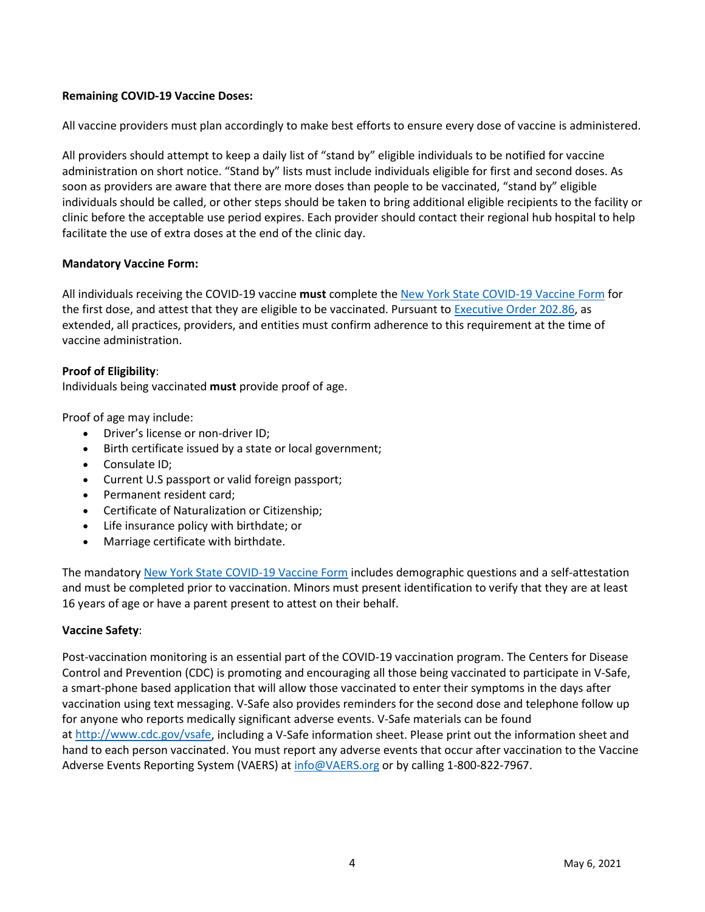**Remaining COVID-19 Vaccine Doses:**

All vaccine providers must plan accordingly to make best efforts to ensure every dose of vaccine is administered.

All providers should attempt to keep a daily list of "stand by" eligible individuals to be notified for vaccine administration on short notice. "Stand by" lists must include individuals eligible for first and second doses. As soon as providers are aware that there are more doses than people to be vaccinated, "stand by" eligible individuals should be called, or other steps should be taken to bring additional eligible recipients to the facility or clinic before the acceptable use period expires. Each provider should contact their regional hub hospital to help facilitate the use of extra doses at the end of the clinic day.

**Mandatory Vaccine Form:**

All individuals receiving the COVID-19 vaccine **must** complete the New York State COVID-19 Vaccine Form for the first dose, and attest that they are eligible to be vaccinated. Pursuant to Executive Order 202.86, as extended, all practices, providers, and entities must confirm adherence to this requirement at the time of vaccine administration.

**Proof of Eligibility**:
Individuals being vaccinated **must** provide proof of age.

Proof of age may include:

- Driver's license or non-driver ID;
- Birth certificate issued by a state or local government;
- Consulate ID;
- Current U.S passport or valid foreign passport;
- Permanent resident card;
- Certificate of Naturalization or Citizenship;
- Life insurance policy with birthdate; or
- Marriage certificate with birthdate.

The mandatory New York State COVID-19 Vaccine Form includes demographic questions and a self-attestation and must be completed prior to vaccination. Minors must present identification to verify that they are at least 16 years of age or have a parent present to attest on their behalf.

**Vaccine Safety**:

Post-vaccination monitoring is an essential part of the COVID-19 vaccination program. The Centers for Disease Control and Prevention (CDC) is promoting and encouraging all those being vaccinated to participate in V-Safe, a smart-phone based application that will allow those vaccinated to enter their symptoms in the days after vaccination using text messaging. V-Safe also provides reminders for the second dose and telephone follow up for anyone who reports medically significant adverse events. V-Safe materials can be found at http://www.cdc.gov/vsafe, including a V-Safe information sheet. Please print out the information sheet and hand to each person vaccinated. You must report any adverse events that occur after vaccination to the Vaccine Adverse Events Reporting System (VAERS) at info@VAERS.org or by calling 1-800-822-7967.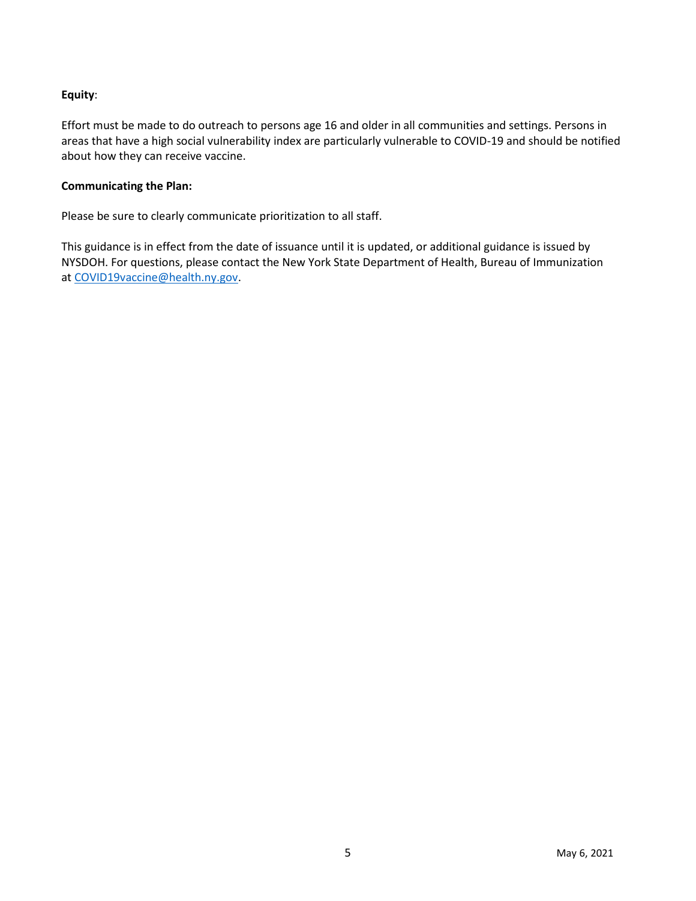**Equity**:

Effort must be made to do outreach to persons age 16 and older in all communities and settings. Persons in areas that have a high social vulnerability index are particularly vulnerable to COVID-19 and should be notified about how they can receive vaccine.

**Communicating the Plan:**

Please be sure to clearly communicate prioritization to all staff.

This guidance is in effect from the date of issuance until it is updated, or additional guidance is issued by NYSDOH. For questions, please contact the New York State Department of Health, Bureau of Immunization at COVID19vaccine@health.ny.gov.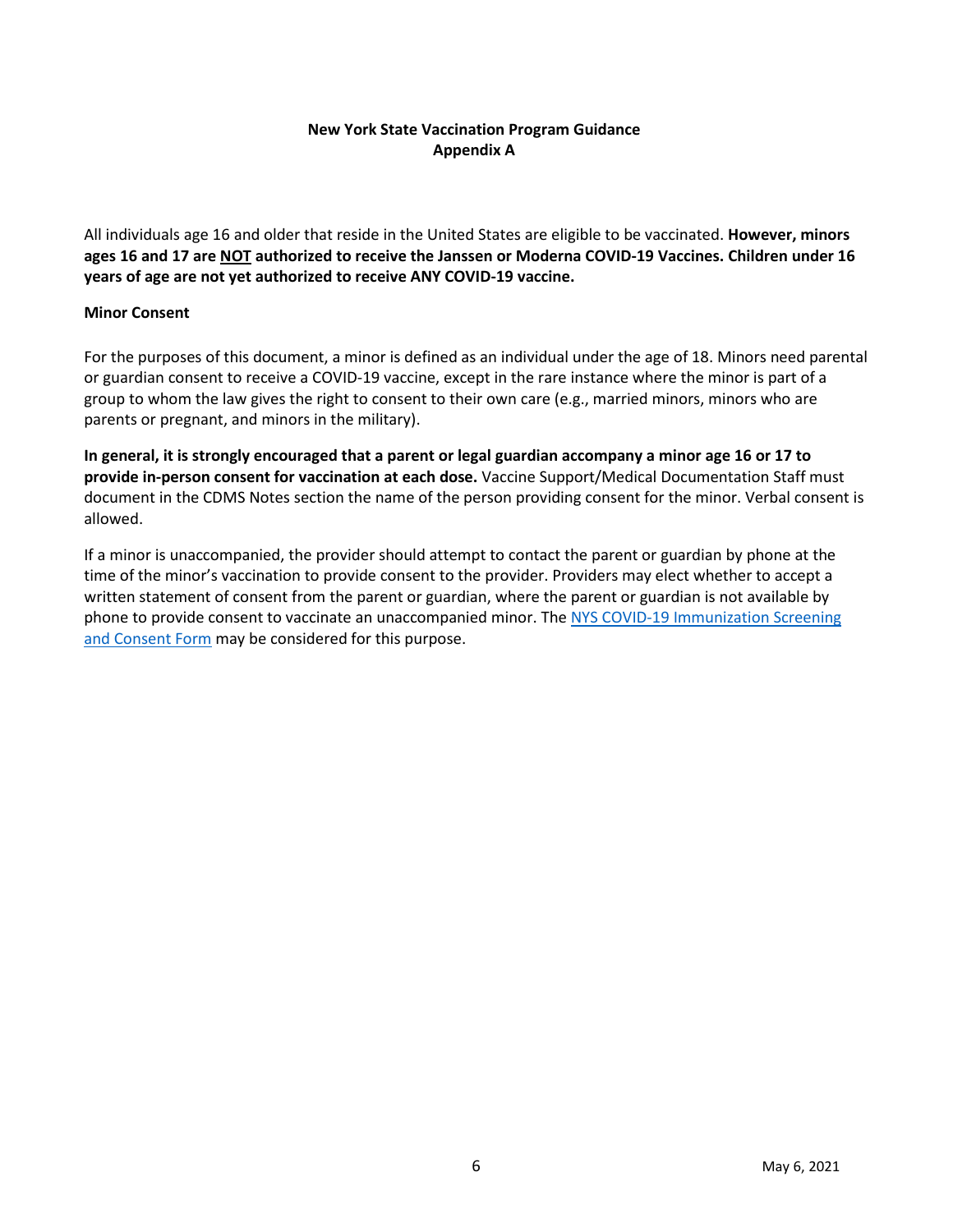**New York State Vaccination Program Guidance**
**Appendix A**

All individuals age 16 and older that reside in the United States are eligible to be vaccinated. **However, minors ages 16 and 17 are NOT authorized to receive the Janssen or Moderna COVID-19 Vaccines. Children under 16 years of age are not yet authorized to receive ANY COVID-19 vaccine.**

**Minor Consent**

For the purposes of this document, a minor is defined as an individual under the age of 18. Minors need parental or guardian consent to receive a COVID-19 vaccine, except in the rare instance where the minor is part of a group to whom the law gives the right to consent to their own care (e.g., married minors, minors who are parents or pregnant, and minors in the military).

**In general, it is strongly encouraged that a parent or legal guardian accompany a minor age 16 or 17 to provide in-person consent for vaccination at each dose.** Vaccine Support/Medical Documentation Staff must document in the CDMS Notes section the name of the person providing consent for the minor. Verbal consent is allowed.

If a minor is unaccompanied, the provider should attempt to contact the parent or guardian by phone at the time of the minor's vaccination to provide consent to the provider. Providers may elect whether to accept a written statement of consent from the parent or guardian, where the parent or guardian is not available by phone to provide consent to vaccinate an unaccompanied minor. The NYS COVID-19 Immunization Screening and Consent Form may be considered for this purpose.

May 6, 2021